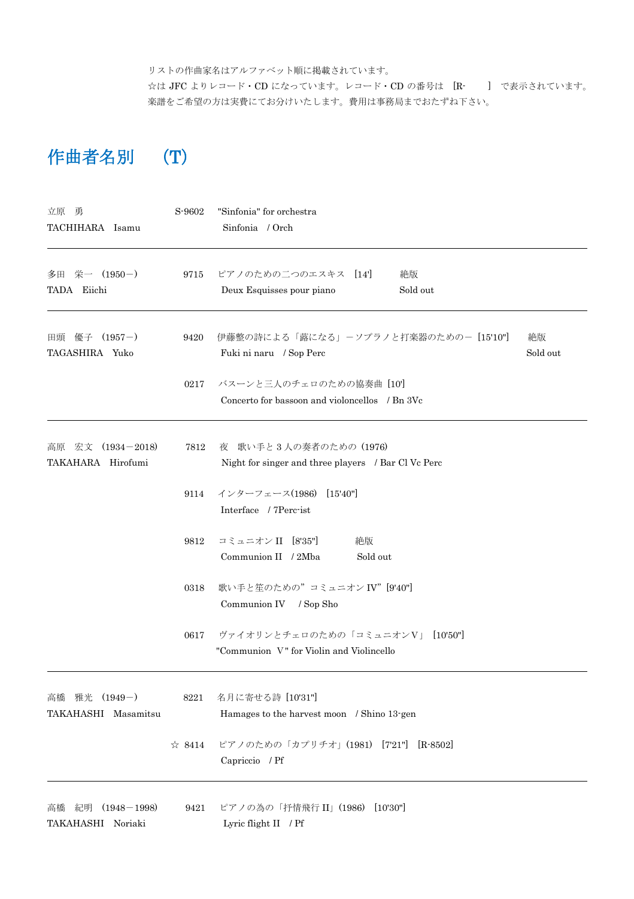リストの作曲家名はアルファベット順に掲載されています。
☆は JFC よりレコード・CD になっています。レコード・CD の番号は ［R-　　］ で表示されています。
楽譜をご希望の方は実費にてお分けいたします。費用は事務局までおたずね下さい。

# 作曲者名別　（T）

| 作曲者 | 番号 | 作品 | |
|---|---|---|---|
| 立原　勇<br>TACHIHARA　Isamu | S-9602 | "Sinfonia" for orchestra<br>Sinfonia　/ Orch | |
| 多田　栄一 （1950－）<br>TADA　Eiichi | 9715 | ピアノのための二つのエスキス　[14']<br>Deux Esquisses pour piano | 絶版<br>Sold out |
| 田頭　優子 （1957－）<br>TAGASHIRA　Yuko | 9420 | 伊藤整の詩による「蕗になる」－ソプラノと打楽器のための－ [15'10"]<br>Fuki ni naru　/ Sop Perc | 絶版<br>Sold out |
| | 0217 | バスーンと三人のチェロのための協奏曲 [10']<br>Concerto for bassoon and violoncellos　/ Bn 3Vc | |
| 高原　宏文 （1934－2018）<br>TAKAHARA　Hirofumi | 7812 | 夜　歌い手と 3 人の奏者のための（1976）<br>Night for singer and three players　/ Bar Cl Vc Perc | |
| | 9114 | インターフェース(1986)　[15'40"]<br>Interface　/ 7Perc-ist | |
| | 9812 | コミュニオン II　[8'35"]<br>Communion II　/ 2Mba | 絶版<br>Sold out |
| | 0318 | 歌い手と笙のための" コミュニオン IV" [9'40"]<br>Communion IV　/ Sop Sho | |
| | 0617 | ヴァイオリンとチェロのための「コミュニオンＶ」 [10'50"]<br>"Communion Ｖ" for Violin and Violincello | |
| 高橋　雅光 （1949－）<br>TAKAHASHI　Masamitsu | 8221 | 名月に寄せる詩 [10'31"]<br>Hamages to the harvest moon　/ Shino 13-gen | |
| | ☆ 8414 | ピアノのための「カプリチオ」(1981)　[7'21"]　[R-8502]<br>Capriccio　/ Pf | |
| 高橋　紀明 （1948－1998）<br>TAKAHASHI　Noriaki | 9421 | ピアノの為の「抒情飛行 II」(1986)　[10'30"]<br>Lyric flight II　/ Pf | |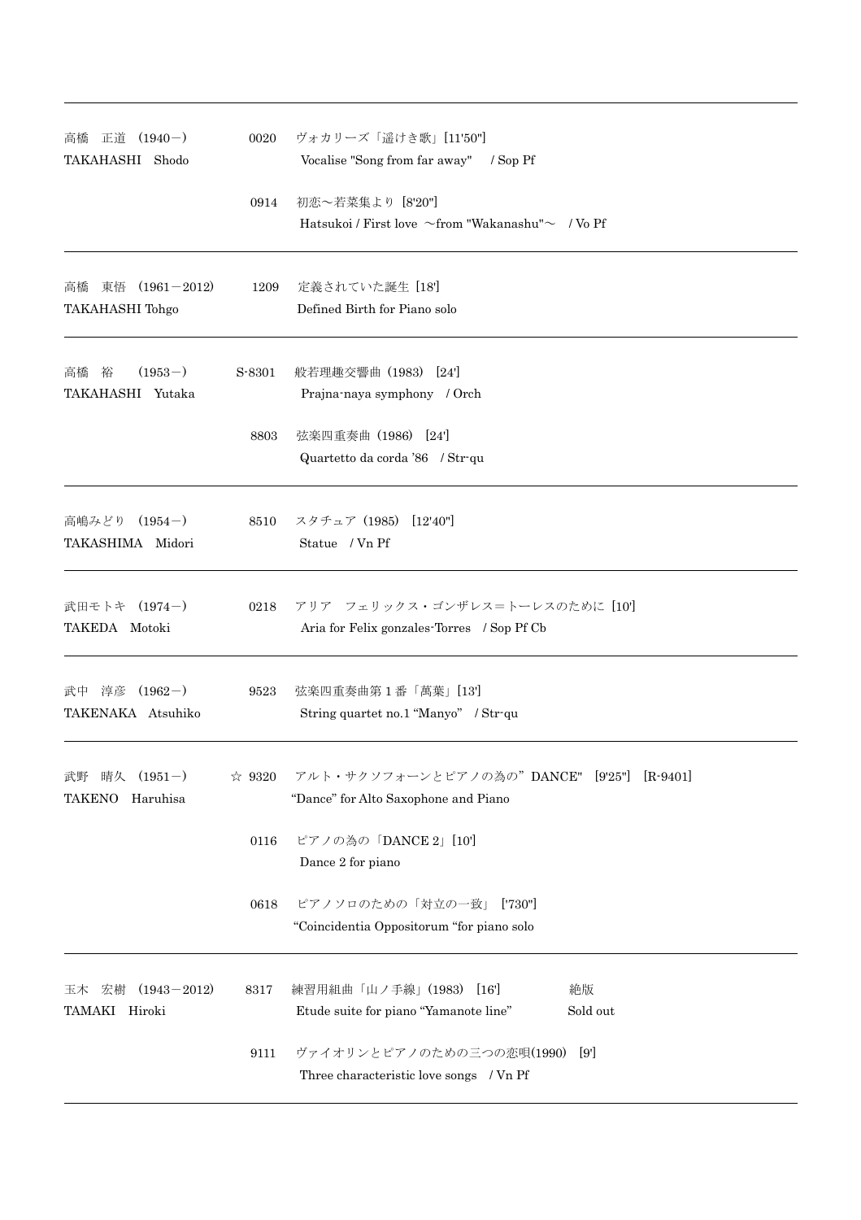| Composer | No. | Title |
| --- | --- | --- |
| 高橋　正道　(1940－)<br>TAKAHASHI　Shodo | 0020 | ヴォカリーズ「遥けき歌」[11'50"]<br>Vocalise "Song from far away"　/ Sop Pf |
| | 0914 | 初恋～若菜集より [8'20"]<br>Hatsukoi / First love ～from "Wakanashu"～　/ Vo Pf |
| 高橋　東悟　(1961－2012)<br>TAKAHASHI Tohgo | 1209 | 定義されていた誕生 [18']<br>Defined Birth for Piano solo |
| 高橋　裕　(1953－)<br>TAKAHASHI　Yutaka | S-8301 | 般若理趣交響曲 (1983)　[24']<br>Prajna-naya symphony　/ Orch |
| | 8803 | 弦楽四重奏曲 (1986)　[24']<br>Quartetto da corda '86　/ Str-qu |
| 高嶋みどり　(1954－)<br>TAKASHIMA　Midori | 8510 | スタチュア (1985)　[12'40"]<br>Statue　/ Vn Pf |
| 武田モトキ　(1974－)<br>TAKEDA　Motoki | 0218 | アリア　フェリックス・ゴンザレス＝トーレスのために [10']<br>Aria for Felix gonzales-Torres　/ Sop Pf Cb |
| 武中　淳彦　(1962－)<br>TAKENAKA　Atsuhiko | 9523 | 弦楽四重奏曲第 1 番「萬葉」[13']<br>String quartet no.1 "Manyo"　/ Str-qu |
| 武野　晴久　(1951－)<br>TAKENO　Haruhisa | ☆ 9320 | アルト・サクソフォーンとピアノの為の" DANCE"　[9'25"]　[R-9401]<br>"Dance" for Alto Saxophone and Piano |
| | 0116 | ピアノの為の「DANCE 2」[10']<br>Dance 2 for piano |
| | 0618 | ピアノソロのための「対立の一致」 ['730"]<br>"Coincidentia Oppositorum "for piano solo |
| 玉木　宏樹　(1943－2012)<br>TAMAKI　Hiroki | 8317 | 練習用組曲「山ノ手線」(1983)　[16']　絶版<br>Etude suite for piano "Yamanote line"　Sold out |
| | 9111 | ヴァイオリンとピアノのための三つの恋唄(1990)　[9']<br>Three characteristic love songs　/ Vn Pf |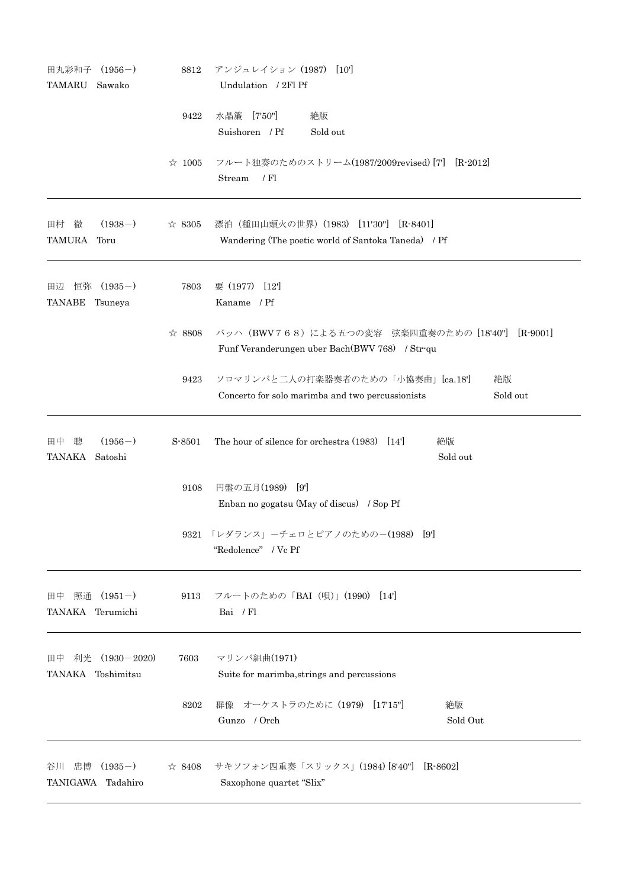| Composer | No. | Work | Notes |
|---|---|---|---|
| 田丸彩和子　(1956－)<br>TAMARU　Sawako | 8812 | アンジュレイション (1987)　[10']<br>Undulation　/ 2Fl Pf | |
| | 9422 | 水晶簾　[7'50"]<br>Suishoren　/ Pf | 絶版<br>Sold out |
| | ☆ 1005 | フルート独奏のためのストリーム(1987/2009revised) [7']　[R-2012]<br>Stream　/ Fl | |
| 田村　徹　(1938－)<br>TAMURA　Toru | ☆ 8305 | 漂泊 (種田山頭火の世界) (1983)　[11'30"]　[R-8401]<br>Wandering (The poetic world of Santoka Taneda)　/ Pf | |
| 田辺　恒弥　(1935－)<br>TANABE　Tsuneya | 7803 | 要 (1977)　[12']<br>Kaname　/ Pf | |
| | ☆ 8808 | バッハ (BWV７６８) による五つの変容　弦楽四重奏のための [18'40"]　[R-9001]<br>Funf Veranderungen uber Bach(BWV 768)　/ Str-qu | |
| | 9423 | ソロマリンバと二人の打楽器奏者のための「小協奏曲」[ca.18']<br>Concerto for solo marimba and two percussionists | 絶版<br>Sold out |
| 田中　聰　(1956－)<br>TANAKA　Satoshi | S-8501 | The hour of silence for orchestra (1983)　[14'] | 絶版<br>Sold out |
| | 9108 | 円盤の五月(1989)　[9']<br>Enban no gogatsu (May of discus)　/ Sop Pf | |
| | 9321 | 「レダランス」－チェロとピアノのための－(1988)　[9']<br>"Redolence"　/ Vc Pf | |
| 田中　照通　(1951－)<br>TANAKA　Terumichi | 9113 | フルートのための「BAI (唄)」(1990)　[14']<br>Bai　/ Fl | |
| 田中　利光　(1930－2020)<br>TANAKA　Toshimitsu | 7603 | マリンバ組曲(1971)<br>Suite for marimba,strings and percussions | |
| | 8202 | 群像　オーケストラのために (1979)　[17'15"]<br>Gunzo　/ Orch | 絶版<br>Sold Out |
| 谷川　忠博　(1935－)<br>TANIGAWA　Tadahiro | ☆ 8408 | サキソフォン四重奏「スリックス」(1984) [8'40"]　[R-8602]<br>Saxophone quartet "Slix" | |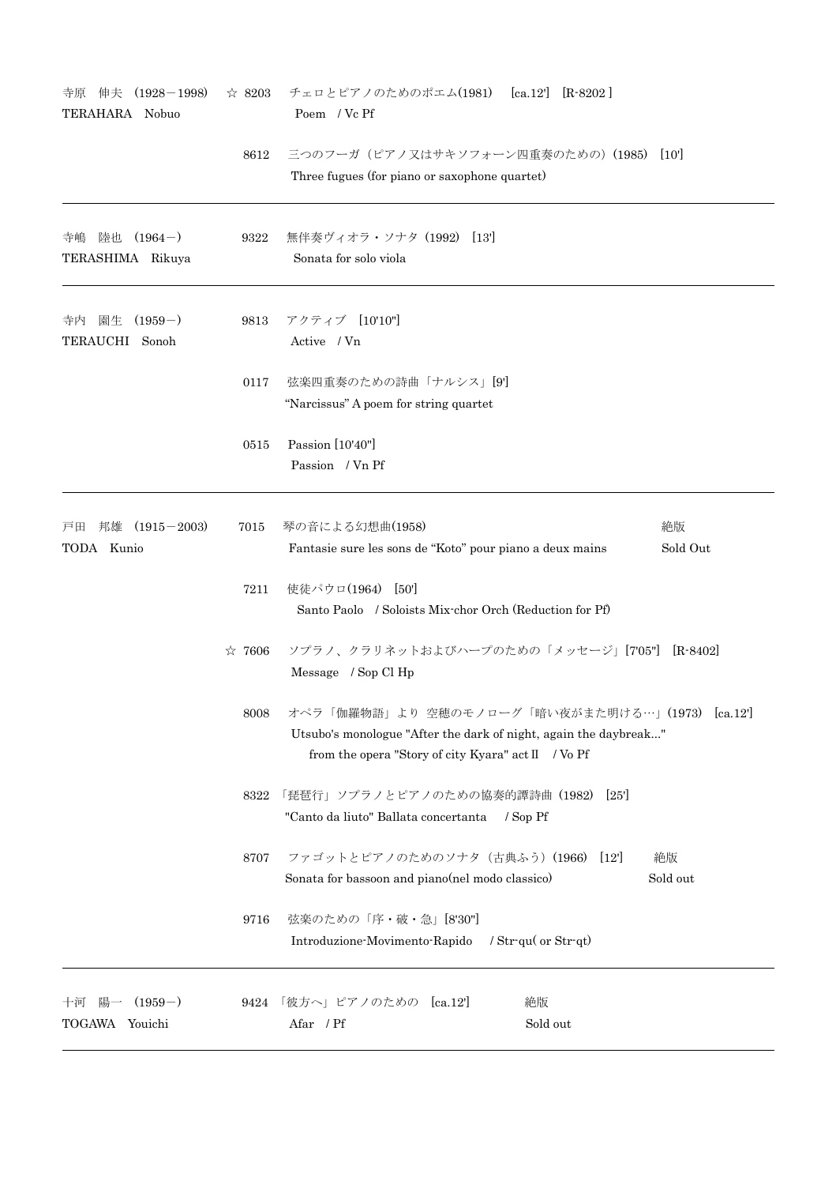| Composer | No. | Title | |
|---|---|---|---|
| 寺原　伸夫（1928－1998）<br>TERAHARA　Nobuo | ☆ 8203 | チェロとピアノのためのポエム(1981)　[ca.12']　[R-8202 ]<br>Poem　/ Vc Pf | |
| | 8612 | 三つのフーガ（ピアノ又はサキソフォーン四重奏のための）(1985)　[10']<br>Three fugues (for piano or saxophone quartet) | |
| 寺嶋　陸也（1964－）<br>TERASHIMA　Rikuya | 9322 | 無伴奏ヴィオラ・ソナタ（1992）[13']<br>Sonata for solo viola | |
| 寺内　園生（1959－）<br>TERAUCHI　Sonoh | 9813 | アクティブ　[10'10"]<br>Active　/ Vn | |
| | 0117 | 弦楽四重奏のための詩曲「ナルシス」[9']<br>"Narcissus" A poem for string quartet | |
| | 0515 | Passion [10'40"]<br>Passion　/ Vn Pf | |
| 戸田　邦雄（1915－2003）<br>TODA　Kunio | 7015 | 琴の音による幻想曲(1958)<br>Fantasie sure les sons de "Koto" pour piano a deux mains | 絶版<br>Sold Out |
| | 7211 | 使徒パウロ(1964)　[50']<br>Santo Paolo　/ Soloists Mix-chor Orch (Reduction for Pf) | |
| | ☆ 7606 | ソプラノ、クラリネットおよびハープのための「メッセージ」[7'05"]　[R-8402]<br>Message　/ Sop Cl Hp | |
| | 8008 | オペラ「伽羅物語」より 空穂のモノローグ「暗い夜がまた明ける…」(1973)　[ca.12']<br>Utsubo's monologue "After the dark of night, again the daybreak..."<br>from the opera "Story of city Kyara" act Ⅱ　/ Vo Pf | |
| | 8322 | 「琵琶行」ソプラノとピアノのための協奏的譚詩曲（1982）[25']<br>"Canto da liuto" Ballata concertanta　/ Sop Pf | |
| | 8707 | ファゴットとピアノのためのソナタ（古典ふう）(1966)　[12']<br>Sonata for bassoon and piano(nel modo classico) | 絶版<br>Sold out |
| | 9716 | 弦楽のための「序・破・急」[8'30"]<br>Introduzione-Movimento-Rapido　/ Str-qu( or Str-qt) | |
| 十河　陽一（1959－）<br>TOGAWA　Youichi | 9424 | 「彼方へ」ピアノのための　[ca.12']<br>Afar　/ Pf | 絶版<br>Sold out |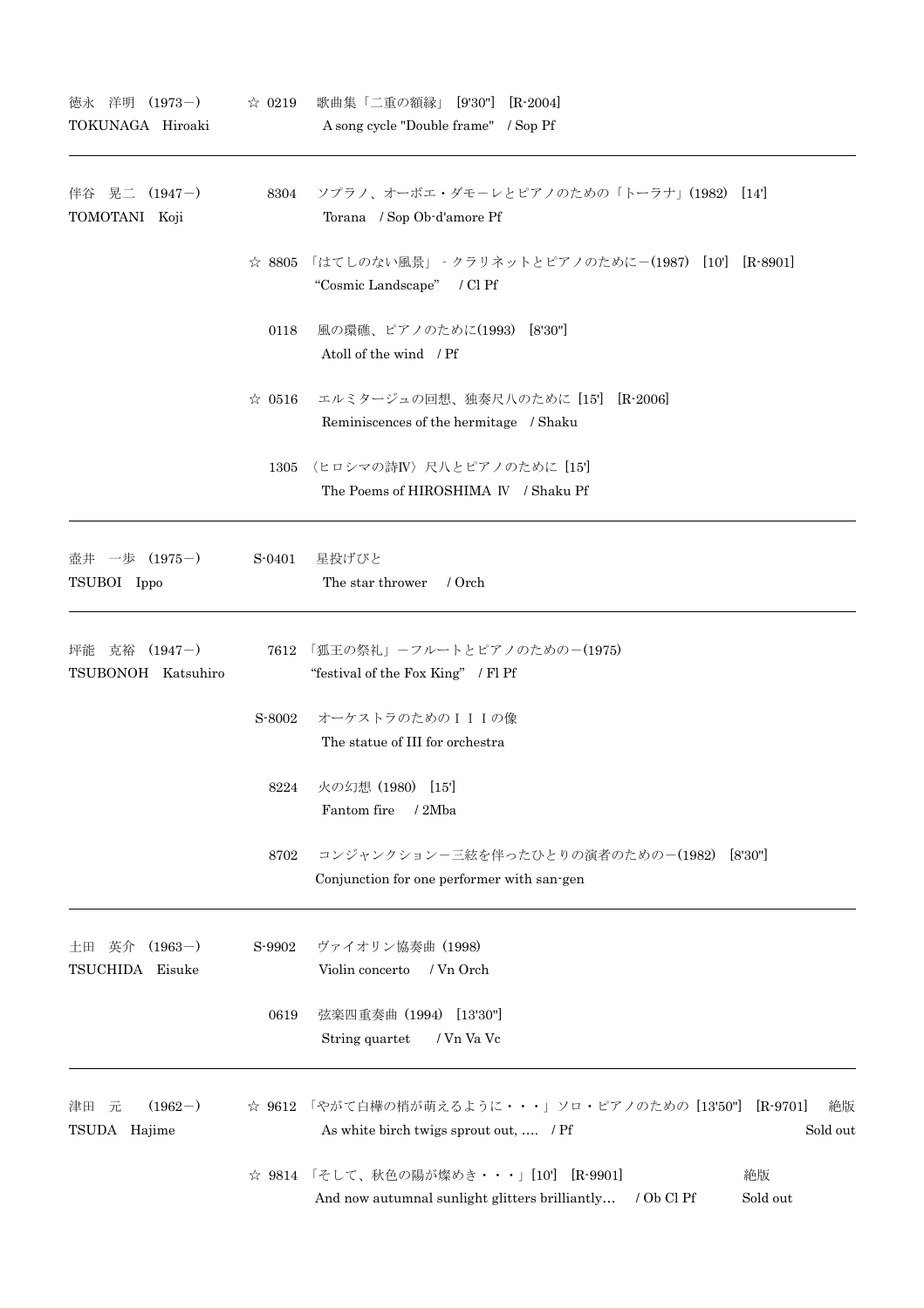| Composer | No. | Work |
|---|---|---|
| 徳永　洋明　(1973－)<br>TOKUNAGA　Hiroaki | ☆ 0219 | 歌曲集「二重の額縁」 [9'30"]　[R-2004]<br>A song cycle "Double frame"　/ Sop Pf |
| 伴谷　晃二　(1947－)<br>TOMOTANI　Koji | 8304 | ソプラノ、オーボエ・ダモーレとピアノのための「トーラナ」(1982)　[14']<br>Torana　/ Sop Ob-d'amore Pf |
| | ☆ 8805 | 「はてしのない風景」 - クラリネットとピアノのために－(1987)　[10']　[R-8901]<br>"Cosmic Landscape"　/ Cl Pf |
| | 0118 | 風の環礁、ピアノのために(1993)　[8'30"]<br>Atoll of the wind　/ Pf |
| | ☆ 0516 | エルミタージュの回想、独奏尺八のために [15']　[R-2006]<br>Reminiscences of the hermitage　/ Shaku |
| | 1305 | 〈ヒロシマの詩Ⅳ〉尺八とピアノのために [15']<br>The Poems of HIROSHIMA Ⅳ　/ Shaku Pf |
| 壺井　一歩　(1975－)<br>TSUBOI　Ippo | S-0401 | 星投げびと<br>The star thrower　/ Orch |
| 坪能　克裕　(1947－)<br>TSUBONOH　Katsuhiro | 7612 | 「狐王の祭礼」－フルートとピアノのための－(1975)<br>"festival of the Fox King"　/ Fl Pf |
| | S-8002 | オーケストラのためのＩＩＩの像<br>The statue of III for orchestra |
| | 8224 | 火の幻想 (1980)　[15']<br>Fantom fire　/ 2Mba |
| | 8702 | コンジャンクション－三絃を伴ったひとりの演者のための－(1982)　[8'30"]<br>Conjunction for one performer with san-gen |
| 土田　英介　(1963－)<br>TSUCHIDA　Eisuke | S-9902 | ヴァイオリン協奏曲 (1998)<br>Violin concerto　/ Vn Orch |
| | 0619 | 弦楽四重奏曲 (1994)　[13'30"]<br>String quartet　/ Vn Va Vc |
| 津田　元　(1962－)<br>TSUDA　Hajime | ☆ 9612 | 「やがて白樺の梢が萌えるように・・・」ソロ・ピアノのための [13'50"]　[R-9701]　絶版<br>As white birch twigs sprout out, ....　/ Pf　Sold out |
| | ☆ 9814 | 「そして、秋色の陽が燦めき・・・」[10']　[R-9901]　絶版<br>And now autumnal sunlight glitters brilliantly...　/ Ob Cl Pf　Sold out |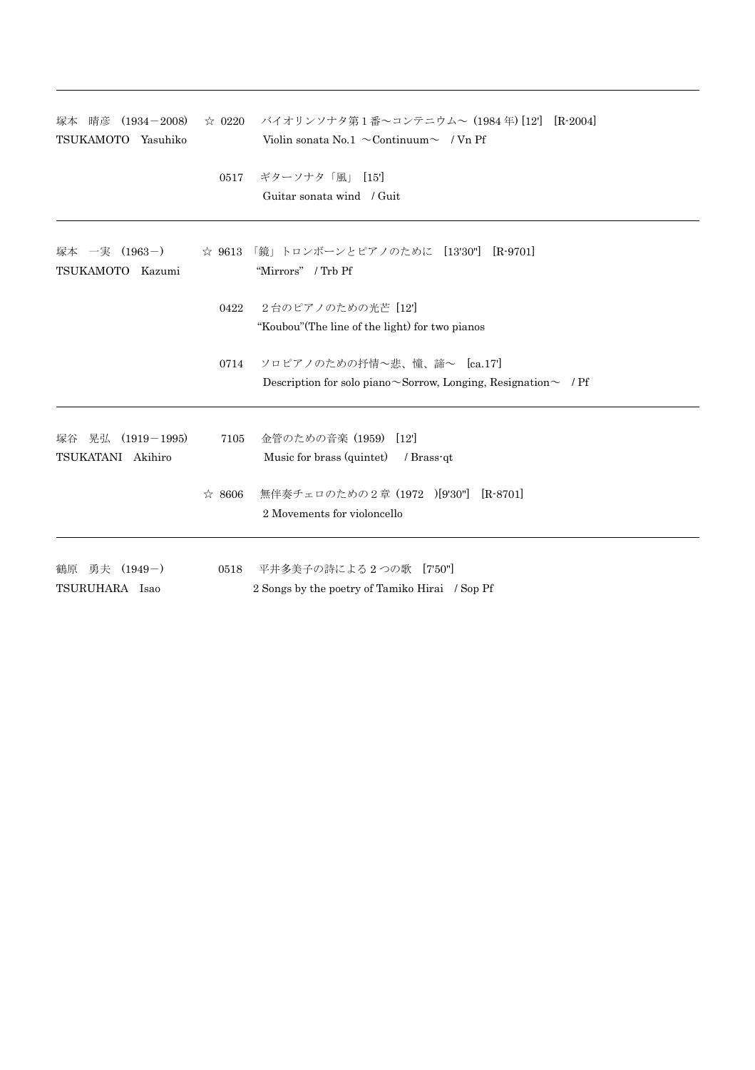| | | |
|---|---|---|
| 塚本　晴彦　(1934－2008)<br>TSUKAMOTO　Yasuhiko | ☆ 0220 | バイオリンソナタ第１番～コンテニウム～（1984 年) [12']　[R-2004]<br>Violin sonata No.1 ～Continuum～　/ Vn Pf |
| | 0517 | ギターソナタ「風」 [15']<br>Guitar sonata wind　/ Guit |
| 塚本　一実　(1963－)<br>TSUKAMOTO　Kazumi | ☆ 9613 | 「鏡」トロンボーンとピアノのために　[13'30"]　[R-9701]<br>"Mirrors"　/ Trb Pf |
| | 0422 | ２台のピアノのための光芒 [12']<br>"Koubou"(The line of the light) for two pianos |
| | 0714 | ソロピアノのための抒情～悲、憧、諦～　[ca.17']<br>Description for solo piano～Sorrow, Longing, Resignation～　/ Pf |
| 塚谷　晃弘　(1919－1995)<br>TSUKATANI　Akihiro | 7105 | 金管のための音楽（1959） [12']<br>Music for brass (quintet)　/ Brass-qt |
| | ☆ 8606 | 無伴奏チェロのための２章（1972　)[9'30"]　[R-8701]<br>2 Movements for violoncello |
| 鶴原　勇夫　(1949－)<br>TSURUHARA　Isao | 0518 | 平井多美子の詩による２つの歌　[7'50"]<br>2 Songs by the poetry of Tamiko Hirai　/ Sop Pf |